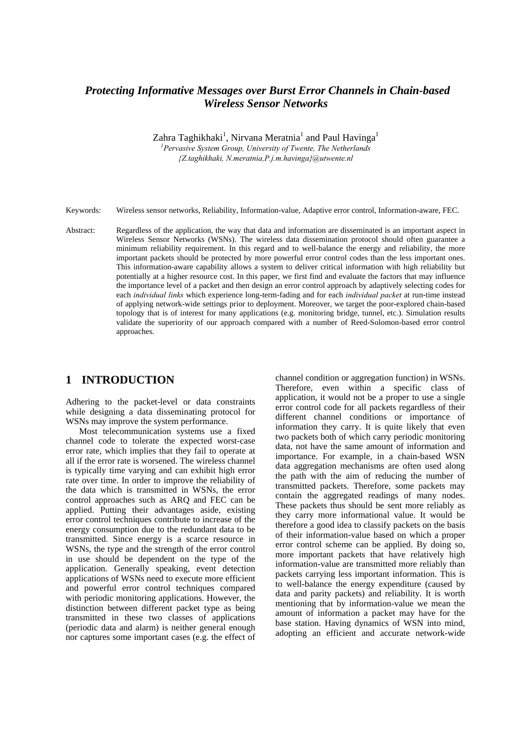# *Protecting Informative Messages over Burst Error Channels in Chain-based Wireless Sensor Networks*

Zahra Taghikhaki[1], Nirvana Meratnia[1] and Paul Havinga[1]

[1]*Pervasive System Group, University of Twente, The Netherlands*
*{Z.taghikhaki, N.meratnia,P.j.m.havinga}@utwente.nl*

Keywords: Wireless sensor networks, Reliability, Information-value, Adaptive error control, Information-aware, FEC.

Abstract: Regardless of the application, the way that data and information are disseminated is an important aspect in Wireless Sensor Networks (WSNs). The wireless data dissemination protocol should often guarantee a minimum reliability requirement. In this regard and to well-balance the energy and reliability, the more important packets should be protected by more powerful error control codes than the less important ones. This information-aware capability allows a system to deliver critical information with high reliability but potentially at a higher resource cost. In this paper, we first find and evaluate the factors that may influence the importance level of a packet and then design an error control approach by adaptively selecting codes for each *individual links* which experience long-term-fading and for each *individual packet* at run-time instead of applying network-wide settings prior to deployment. Moreover, we target the poor-explored chain-based topology that is of interest for many applications (e.g. monitoring bridge, tunnel, etc.). Simulation results validate the superiority of our approach compared with a number of Reed-Solomon-based error control approaches.

## 1 INTRODUCTION

Adhering to the packet-level or data constraints while designing a data disseminating protocol for WSNs may improve the system performance.

Most telecommunication systems use a fixed channel code to tolerate the expected worst-case error rate, which implies that they fail to operate at all if the error rate is worsened. The wireless channel is typically time varying and can exhibit high error rate over time. In order to improve the reliability of the data which is transmitted in WSNs, the error control approaches such as ARQ and FEC can be applied. Putting their advantages aside, existing error control techniques contribute to increase of the energy consumption due to the redundant data to be transmitted. Since energy is a scarce resource in WSNs, the type and the strength of the error control in use should be dependent on the type of the application. Generally speaking, event detection applications of WSNs need to execute more efficient and powerful error control techniques compared with periodic monitoring applications. However, the distinction between different packet type as being transmitted in these two classes of applications (periodic data and alarm) is neither general enough nor captures some important cases (e.g. the effect of channel condition or aggregation function) in WSNs. Therefore, even within a specific class of application, it would not be a proper to use a single error control code for all packets regardless of their different channel conditions or importance of information they carry. It is quite likely that even two packets both of which carry periodic monitoring data, not have the same amount of information and importance. For example, in a chain-based WSN data aggregation mechanisms are often used along the path with the aim of reducing the number of transmitted packets. Therefore, some packets may contain the aggregated readings of many nodes. These packets thus should be sent more reliably as they carry more informational value. It would be therefore a good idea to classify packets on the basis of their information-value based on which a proper error control scheme can be applied. By doing so, more important packets that have relatively high information-value are transmitted more reliably than packets carrying less important information. This is to well-balance the energy expenditure (caused by data and parity packets) and reliability. It is worth mentioning that by information-value we mean the amount of information a packet may have for the base station. Having dynamics of WSN into mind, adopting an efficient and accurate network-wide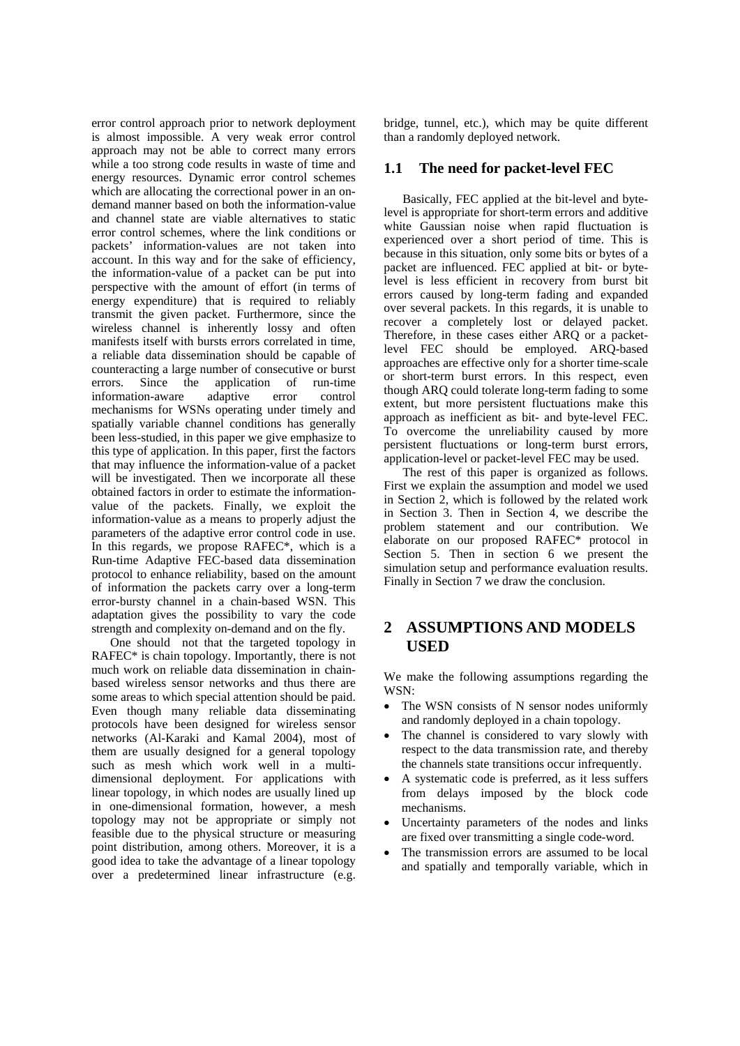error control approach prior to network deployment is almost impossible. A very weak error control approach may not be able to correct many errors while a too strong code results in waste of time and energy resources. Dynamic error control schemes which are allocating the correctional power in an on-demand manner based on both the information-value and channel state are viable alternatives to static error control schemes, where the link conditions or packets' information-values are not taken into account. In this way and for the sake of efficiency, the information-value of a packet can be put into perspective with the amount of effort (in terms of energy expenditure) that is required to reliably transmit the given packet. Furthermore, since the wireless channel is inherently lossy and often manifests itself with bursts errors correlated in time, a reliable data dissemination should be capable of counteracting a large number of consecutive or burst errors. Since the application of run-time information-aware adaptive error control mechanisms for WSNs operating under timely and spatially variable channel conditions has generally been less-studied, in this paper we give emphasize to this type of application. In this paper, first the factors that may influence the information-value of a packet will be investigated. Then we incorporate all these obtained factors in order to estimate the information-value of the packets. Finally, we exploit the information-value as a means to properly adjust the parameters of the adaptive error control code in use. In this regards, we propose RAFEC*, which is a Run-time Adaptive FEC-based data dissemination protocol to enhance reliability, based on the amount of information the packets carry over a long-term error-bursty channel in a chain-based WSN. This adaptation gives the possibility to vary the code strength and complexity on-demand and on the fly.

One should not that the targeted topology in RAFEC* is chain topology. Importantly, there is not much work on reliable data dissemination in chain-based wireless sensor networks and thus there are some areas to which special attention should be paid. Even though many reliable data disseminating protocols have been designed for wireless sensor networks (Al-Karaki and Kamal 2004), most of them are usually designed for a general topology such as mesh which work well in a multi-dimensional deployment. For applications with linear topology, in which nodes are usually lined up in one-dimensional formation, however, a mesh topology may not be appropriate or simply not feasible due to the physical structure or measuring point distribution, among others. Moreover, it is a good idea to take the advantage of a linear topology over a predetermined linear infrastructure (e.g. bridge, tunnel, etc.), which may be quite different than a randomly deployed network.

### 1.1 The need for packet-level FEC

Basically, FEC applied at the bit-level and byte-level is appropriate for short-term errors and additive white Gaussian noise when rapid fluctuation is experienced over a short period of time. This is because in this situation, only some bits or bytes of a packet are influenced. FEC applied at bit- or byte-level is less efficient in recovery from burst bit errors caused by long-term fading and expanded over several packets. In this regards, it is unable to recover a completely lost or delayed packet. Therefore, in these cases either ARQ or a packet-level FEC should be employed. ARQ-based approaches are effective only for a shorter time-scale or short-term burst errors. In this respect, even though ARQ could tolerate long-term fading to some extent, but more persistent fluctuations make this approach as inefficient as bit- and byte-level FEC. To overcome the unreliability caused by more persistent fluctuations or long-term burst errors, application-level or packet-level FEC may be used.

The rest of this paper is organized as follows. First we explain the assumption and model we used in Section 2, which is followed by the related work in Section 3. Then in Section 4, we describe the problem statement and our contribution. We elaborate on our proposed RAFEC* protocol in Section 5. Then in section 6 we present the simulation setup and performance evaluation results. Finally in Section 7 we draw the conclusion.

## 2 ASSUMPTIONS AND MODELS USED

We make the following assumptions regarding the WSN:

- The WSN consists of N sensor nodes uniformly and randomly deployed in a chain topology.
- The channel is considered to vary slowly with respect to the data transmission rate, and thereby the channels state transitions occur infrequently.
- A systematic code is preferred, as it less suffers from delays imposed by the block code mechanisms.
- Uncertainty parameters of the nodes and links are fixed over transmitting a single code-word.
- The transmission errors are assumed to be local and spatially and temporally variable, which in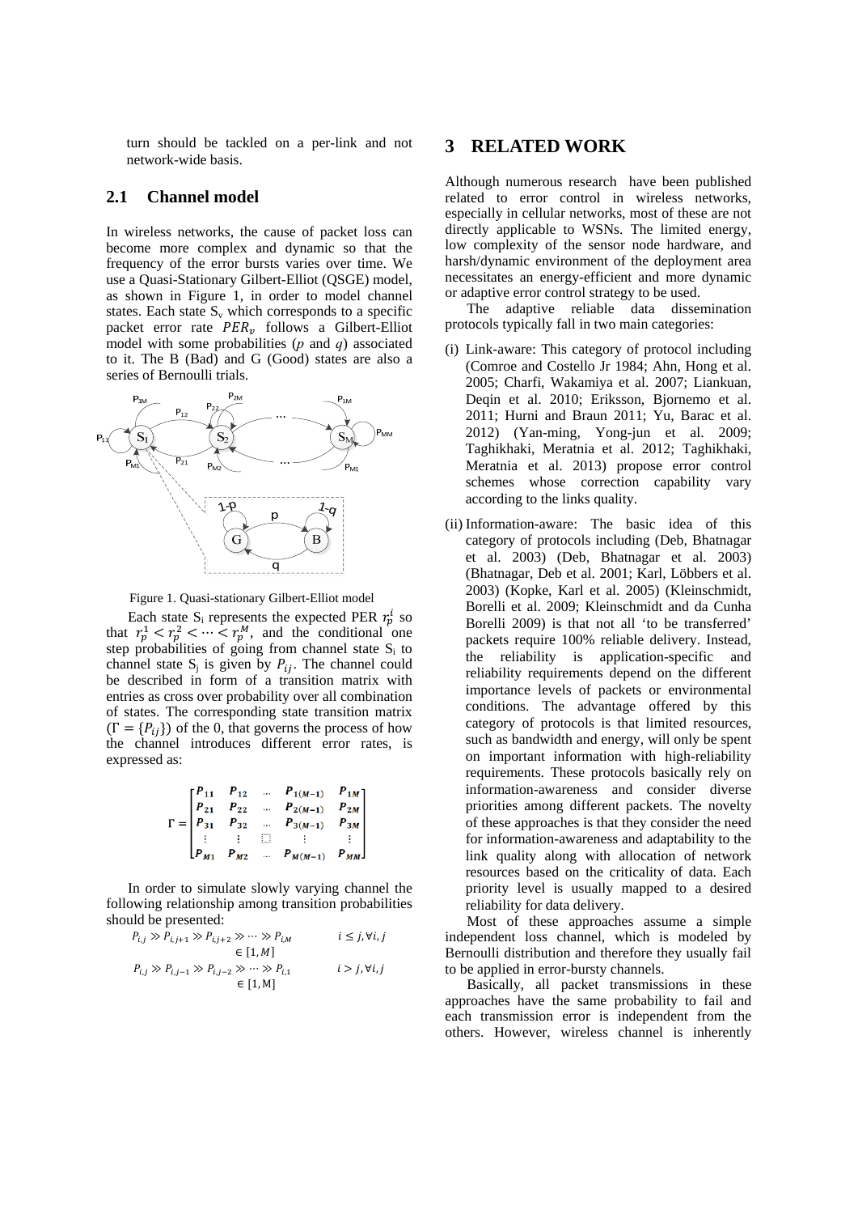turn should be tackled on a per-link and not network-wide basis.

## 2.1 Channel model

In wireless networks, the cause of packet loss can become more complex and dynamic so that the frequency of the error bursts varies over time. We use a Quasi-Stationary Gilbert-Elliot (QSGE) model, as shown in Figure 1, in order to model channel states. Each state $S_v$ which corresponds to a specific packet error rate $PER_v$ follows a Gilbert-Elliot model with some probabilities ($p$ and $q$) associated to it. The B (Bad) and G (Good) states are also a series of Bernoulli trials.

Figure 1. Quasi-stationary Gilbert-Elliot model

Each state $S_i$ represents the expected PER $r_p^i$ so that $r_p^1 < r_p^2 < \cdots < r_p^M$, and the conditional one step probabilities of going from channel state $S_i$ to channel state $S_j$ is given by $P_{ij}$. The channel could be described in form of a transition matrix with entries as cross over probability over all combination of states. The corresponding state transition matrix ($\Gamma = \{P_{ij}\}$) of the 0, that governs the process of how the channel introduces different error rates, is expressed as:

$$\Gamma = \begin{bmatrix} P_{11} & P_{12} & \cdots & P_{1(M-1)} & P_{1M} \\ P_{21} & P_{22} & \cdots & P_{2(M-1)} & P_{2M} \\ P_{31} & P_{32} & \cdots & P_{3(M-1)} & P_{3M} \\ \vdots & \vdots & \ddots & \vdots & \vdots \\ P_{M1} & P_{M2} & \cdots & P_{M(M-1)} & P_{MM} \end{bmatrix}$$

In order to simulate slowly varying channel the following relationship among transition probabilities should be presented:

$$P_{i,j} \gg P_{i,j+1} \gg P_{i,j+2} \gg \cdots \gg P_{i,M} \qquad i \le j, \forall i,j \in [1, M]$$

$$P_{i,j} \gg P_{i,j-1} \gg P_{i,j-2} \gg \cdots \gg P_{i,1} \qquad i > j, \forall i,j \in [1, \mathrm{M}]$$

# 3 RELATED WORK

Although numerous research have been published related to error control in wireless networks, especially in cellular networks, most of these are not directly applicable to WSNs. The limited energy, low complexity of the sensor node hardware, and harsh/dynamic environment of the deployment area necessitates an energy-efficient and more dynamic or adaptive error control strategy to be used.

The adaptive reliable data dissemination protocols typically fall in two main categories:

(i) Link-aware: This category of protocol including (Comroe and Costello Jr 1984; Ahn, Hong et al. 2005; Charfi, Wakamiya et al. 2007; Liankuan, Deqin et al. 2010; Eriksson, Bjornemo et al. 2011; Hurni and Braun 2011; Yu, Barac et al. 2012) (Yan-ming, Yong-jun et al. 2009; Taghikhaki, Meratnia et al. 2012; Taghikhaki, Meratnia et al. 2013) propose error control schemes whose correction capability vary according to the links quality.

(ii) Information-aware: The basic idea of this category of protocols including (Deb, Bhatnagar et al. 2003) (Deb, Bhatnagar et al. 2003) (Bhatnagar, Deb et al. 2001; Karl, Löbbers et al. 2003) (Kopke, Karl et al. 2005) (Kleinschmidt, Borelli et al. 2009; Kleinschmidt and da Cunha Borelli 2009) is that not all 'to be transferred' packets require 100% reliable delivery. Instead, the reliability is application-specific and reliability requirements depend on the different importance levels of packets or environmental conditions. The advantage offered by this category of protocols is that limited resources, such as bandwidth and energy, will only be spent on important information with high-reliability requirements. These protocols basically rely on information-awareness and consider diverse priorities among different packets. The novelty of these approaches is that they consider the need for information-awareness and adaptability to the link quality along with allocation of network resources based on the criticality of data. Each priority level is usually mapped to a desired reliability for data delivery.

Most of these approaches assume a simple independent loss channel, which is modeled by Bernoulli distribution and therefore they usually fail to be applied in error-bursty channels.

Basically, all packet transmissions in these approaches have the same probability to fail and each transmission error is independent from the others. However, wireless channel is inherently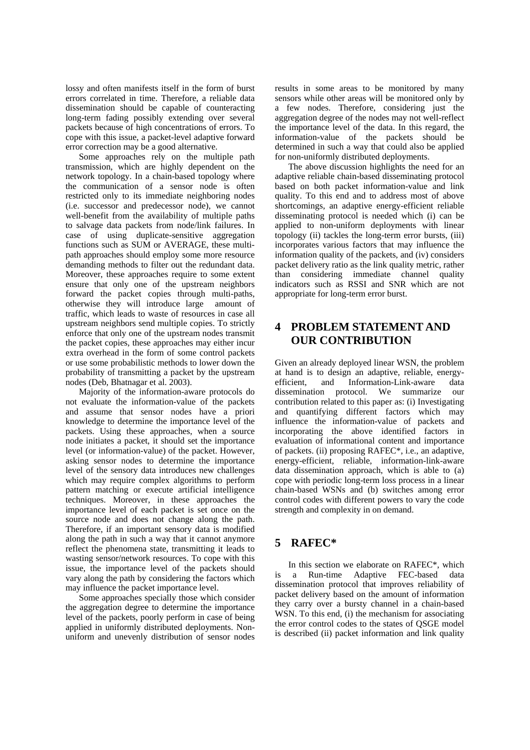lossy and often manifests itself in the form of burst errors correlated in time. Therefore, a reliable data dissemination should be capable of counteracting long-term fading possibly extending over several packets because of high concentrations of errors. To cope with this issue, a packet-level adaptive forward error correction may be a good alternative.

Some approaches rely on the multiple path transmission, which are highly dependent on the network topology. In a chain-based topology where the communication of a sensor node is often restricted only to its immediate neighboring nodes (i.e. successor and predecessor node), we cannot well-benefit from the availability of multiple paths to salvage data packets from node/link failures. In case of using duplicate-sensitive aggregation functions such as SUM or AVERAGE, these multi-path approaches should employ some more resource demanding methods to filter out the redundant data. Moreover, these approaches require to some extent ensure that only one of the upstream neighbors forward the packet copies through multi-paths, otherwise they will introduce large amount of traffic, which leads to waste of resources in case all upstream neighbors send multiple copies. To strictly enforce that only one of the upstream nodes transmit the packet copies, these approaches may either incur extra overhead in the form of some control packets or use some probabilistic methods to lower down the probability of transmitting a packet by the upstream nodes (Deb, Bhatnagar et al. 2003).

Majority of the information-aware protocols do not evaluate the information-value of the packets and assume that sensor nodes have a priori knowledge to determine the importance level of the packets. Using these approaches, when a source node initiates a packet, it should set the importance level (or information-value) of the packet. However, asking sensor nodes to determine the importance level of the sensory data introduces new challenges which may require complex algorithms to perform pattern matching or execute artificial intelligence techniques. Moreover, in these approaches the importance level of each packet is set once on the source node and does not change along the path. Therefore, if an important sensory data is modified along the path in such a way that it cannot anymore reflect the phenomena state, transmitting it leads to wasting sensor/network resources. To cope with this issue, the importance level of the packets should vary along the path by considering the factors which may influence the packet importance level.

Some approaches specially those which consider the aggregation degree to determine the importance level of the packets, poorly perform in case of being applied in uniformly distributed deployments. Non-uniform and unevenly distribution of sensor nodes results in some areas to be monitored by many sensors while other areas will be monitored only by a few nodes. Therefore, considering just the aggregation degree of the nodes may not well-reflect the importance level of the data. In this regard, the information-value of the packets should be determined in such a way that could also be applied for non-uniformly distributed deployments.

The above discussion highlights the need for an adaptive reliable chain-based disseminating protocol based on both packet information-value and link quality. To this end and to address most of above shortcomings, an adaptive energy-efficient reliable disseminating protocol is needed which (i) can be applied to non-uniform deployments with linear topology (ii) tackles the long-term error bursts, (iii) incorporates various factors that may influence the information quality of the packets, and (iv) considers packet delivery ratio as the link quality metric, rather than considering immediate channel quality indicators such as RSSI and SNR which are not appropriate for long-term error burst.

# 4 PROBLEM STATEMENT AND OUR CONTRIBUTION

Given an already deployed linear WSN, the problem at hand is to design an adaptive, reliable, energy-efficient, and Information-Link-aware data dissemination protocol. We summarize our contribution related to this paper as: (i) Investigating and quantifying different factors which may influence the information-value of packets and incorporating the above identified factors in evaluation of informational content and importance of packets. (ii) proposing RAFEC*, i.e., an adaptive, energy-efficient, reliable, information-link-aware data dissemination approach, which is able to (a) cope with periodic long-term loss process in a linear chain-based WSNs and (b) switches among error control codes with different powers to vary the code strength and complexity in on demand.

# 5 RAFEC*

In this section we elaborate on RAFEC*, which is a Run-time Adaptive FEC-based data dissemination protocol that improves reliability of packet delivery based on the amount of information they carry over a bursty channel in a chain-based WSN. To this end, (i) the mechanism for associating the error control codes to the states of QSGE model is described (ii) packet information and link quality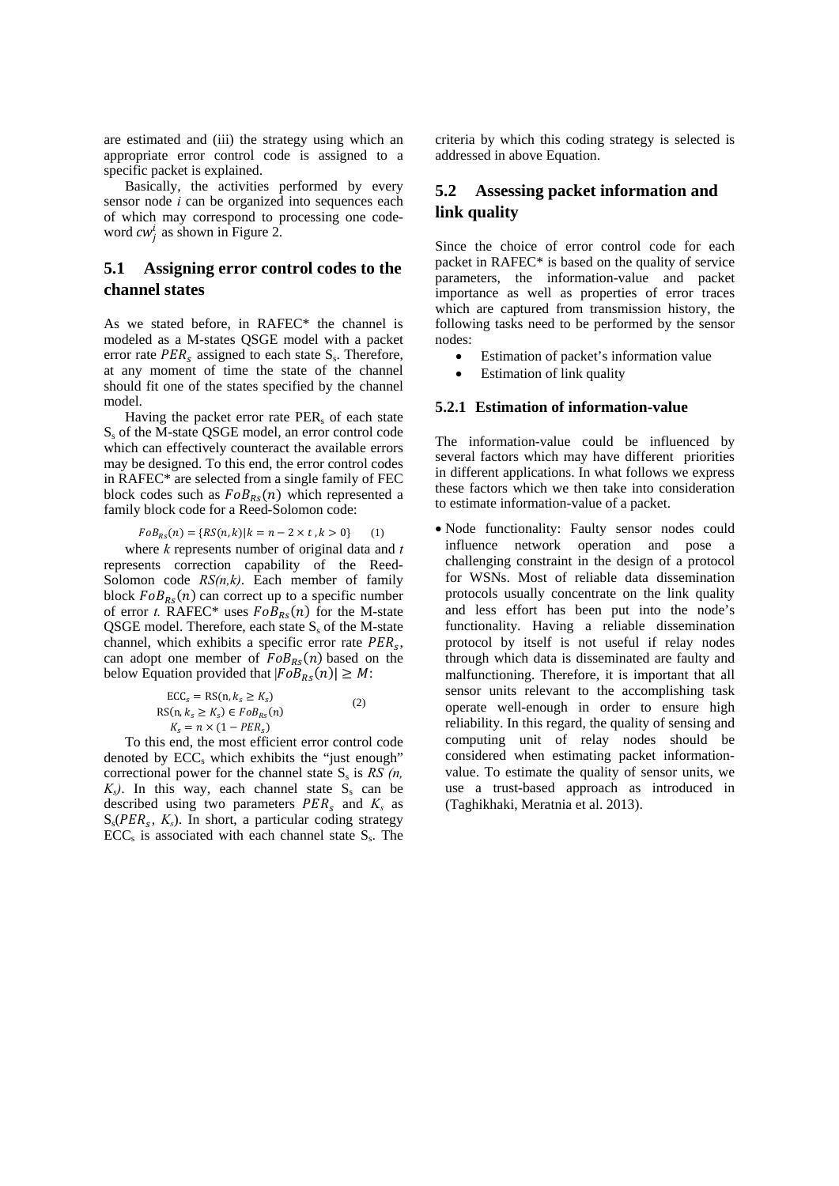are estimated and (iii) the strategy using which an appropriate error control code is assigned to a specific packet is explained.

Basically, the activities performed by every sensor node $i$ can be organized into sequences each of which may correspond to processing one code-word $cw_j^i$ as shown in Figure 2.

## 5.1 Assigning error control codes to the channel states

As we stated before, in RAFEC* the channel is modeled as a M-states QSGE model with a packet error rate $PER_s$ assigned to each state $S_s$. Therefore, at any moment of time the state of the channel should fit one of the states specified by the channel model.

Having the packet error rate $PER_s$ of each state $S_s$ of the M-state QSGE model, an error control code which can effectively counteract the available errors may be designed. To this end, the error control codes in RAFEC* are selected from a single family of FEC block codes such as $FoB_{Rs}(n)$ which represented a family block code for a Reed-Solomon code:

$$FoB_{Rs}(n) = \{RS(n,k) | k = n - 2 \times t, k > 0\} \quad (1)$$

where $k$ represents number of original data and $t$ represents correction capability of the Reed-Solomon code $RS(n,k)$. Each member of family block $FoB_{Rs}(n)$ can correct up to a specific number of error $t$. RAFEC* uses $FoB_{Rs}(n)$ for the M-state QSGE model. Therefore, each state $S_s$ of the M-state channel, which exhibits a specific error rate $PER_s$, can adopt one member of $FoB_{Rs}(n)$ based on the below Equation provided that $|FoB_{Rs}(n)| \geq M$:

$$\begin{gathered} \mathrm{ECC}_s = \mathrm{RS}(\mathrm{n}, k_s \geq K_s) \\ \mathrm{RS}(\mathrm{n}, k_s \geq K_s) \in FoB_{Rs}(n) \\ K_s = n \times (1 - PER_s) \end{gathered} \quad (2)$$

To this end, the most efficient error control code denoted by $\mathrm{ECC}_s$ which exhibits the "just enough" correctional power for the channel state $S_s$ is $RS(n, K_s)$. In this way, each channel state $S_s$ can be described using two parameters $PER_s$ and $K_s$ as $S_s(PER_s, K_s)$. In short, a particular coding strategy $\mathrm{ECC}_s$ is associated with each channel state $S_s$. The criteria by which this coding strategy is selected is addressed in above Equation.

## 5.2 Assessing packet information and link quality

Since the choice of error control code for each packet in RAFEC* is based on the quality of service parameters, the information-value and packet importance as well as properties of error traces which are captured from transmission history, the following tasks need to be performed by the sensor nodes:

- Estimation of packet's information value
- Estimation of link quality

### 5.2.1 Estimation of information-value

The information-value could be influenced by several factors which may have different priorities in different applications. In what follows we express these factors which we then take into consideration to estimate information-value of a packet.

- Node functionality: Faulty sensor nodes could influence network operation and pose a challenging constraint in the design of a protocol for WSNs. Most of reliable data dissemination protocols usually concentrate on the link quality and less effort has been put into the node's functionality. Having a reliable dissemination protocol by itself is not useful if relay nodes through which data is disseminated are faulty and malfunctioning. Therefore, it is important that all sensor units relevant to the accomplishing task operate well-enough in order to ensure high reliability. In this regard, the quality of sensing and computing unit of relay nodes should be considered when estimating packet information-value. To estimate the quality of sensor units, we use a trust-based approach as introduced in (Taghikhaki, Meratnia et al. 2013).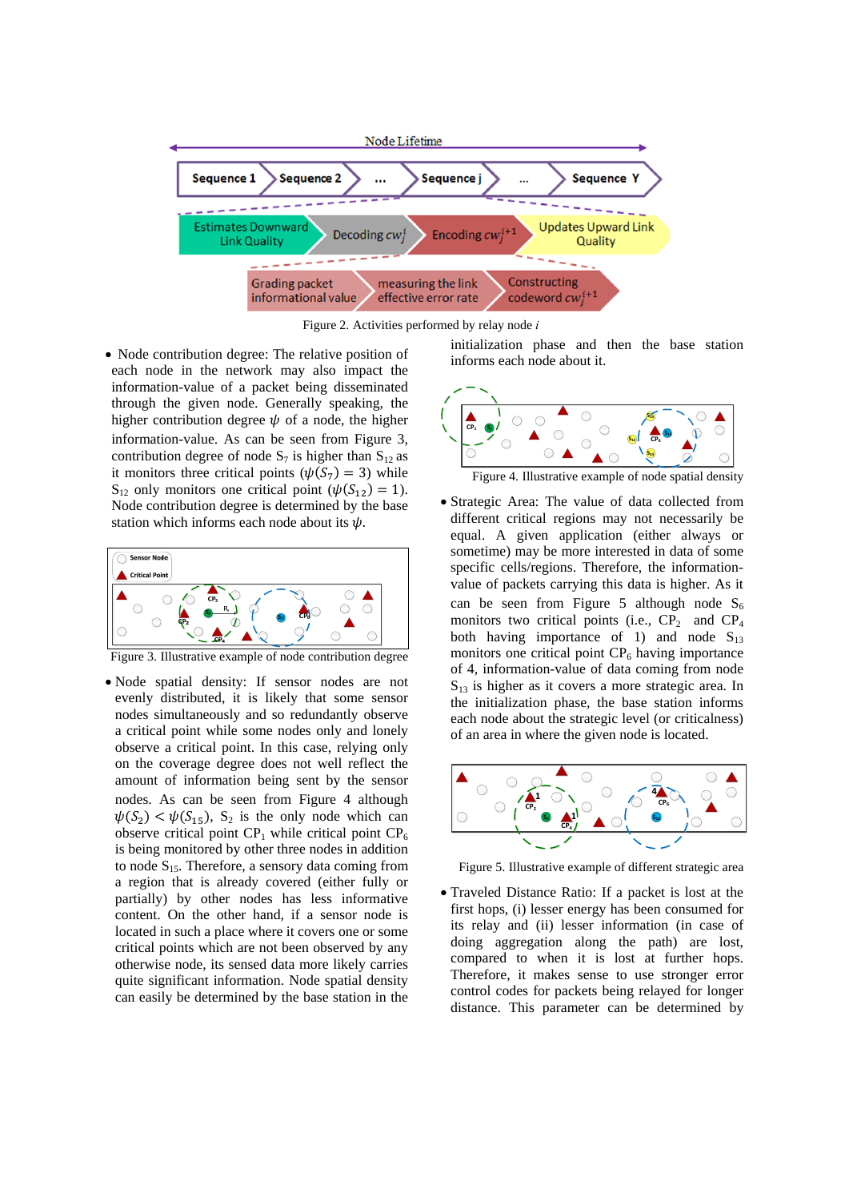Figure 2. Activities performed by relay node $i$

- Node contribution degree: The relative position of each node in the network may also impact the information-value of a packet being disseminated through the given node. Generally speaking, the higher contribution degree $\psi$ of a node, the higher information-value. As can be seen from Figure 3, contribution degree of node $S_7$ is higher than $S_{12}$ as it monitors three critical points ($\psi(S_7) = 3$) while $S_{12}$ only monitors one critical point ($\psi(S_{12}) = 1$). Node contribution degree is determined by the base station which informs each node about its $\psi$.

Figure 3. Illustrative example of node contribution degree

- Node spatial density: If sensor nodes are not evenly distributed, it is likely that some sensor nodes simultaneously and so redundantly observe a critical point while some nodes only and lonely observe a critical point. In this case, relying only on the coverage degree does not well reflect the amount of information being sent by the sensor nodes. As can be seen from Figure 4 although $\psi(S_2) < \psi(S_{15})$, $S_2$ is the only node which can observe critical point $CP_1$ while critical point $CP_6$ is being monitored by other three nodes in addition to node $S_{15}$. Therefore, a sensory data coming from a region that is already covered (either fully or partially) by other nodes has less informative content. On the other hand, if a sensor node is located in such a place where it covers one or some critical points which are not been observed by any otherwise node, its sensed data more likely carries quite significant information. Node spatial density can easily be determined by the base station in the initialization phase and then the base station informs each node about it.

Figure 4. Illustrative example of node spatial density

- Strategic Area: The value of data collected from different critical regions may not necessarily be equal. A given application (either always or sometime) may be more interested in data of some specific cells/regions. Therefore, the information-value of packets carrying this data is higher. As it can be seen from Figure 5 although node $S_6$ monitors two critical points (i.e., $CP_2$ and $CP_4$ both having importance of 1) and node $S_{13}$ monitors one critical point $CP_6$ having importance of 4, information-value of data coming from node $S_{13}$ is higher as it covers a more strategic area. In the initialization phase, the base station informs each node about the strategic level (or criticalness) of an area in where the given node is located.

Figure 5. Illustrative example of different strategic area

- Traveled Distance Ratio: If a packet is lost at the first hops, (i) lesser energy has been consumed for its relay and (ii) lesser information (in case of doing aggregation along the path) are lost, compared to when it is lost at further hops. Therefore, it makes sense to use stronger error control codes for packets being relayed for longer distance. This parameter can be determined by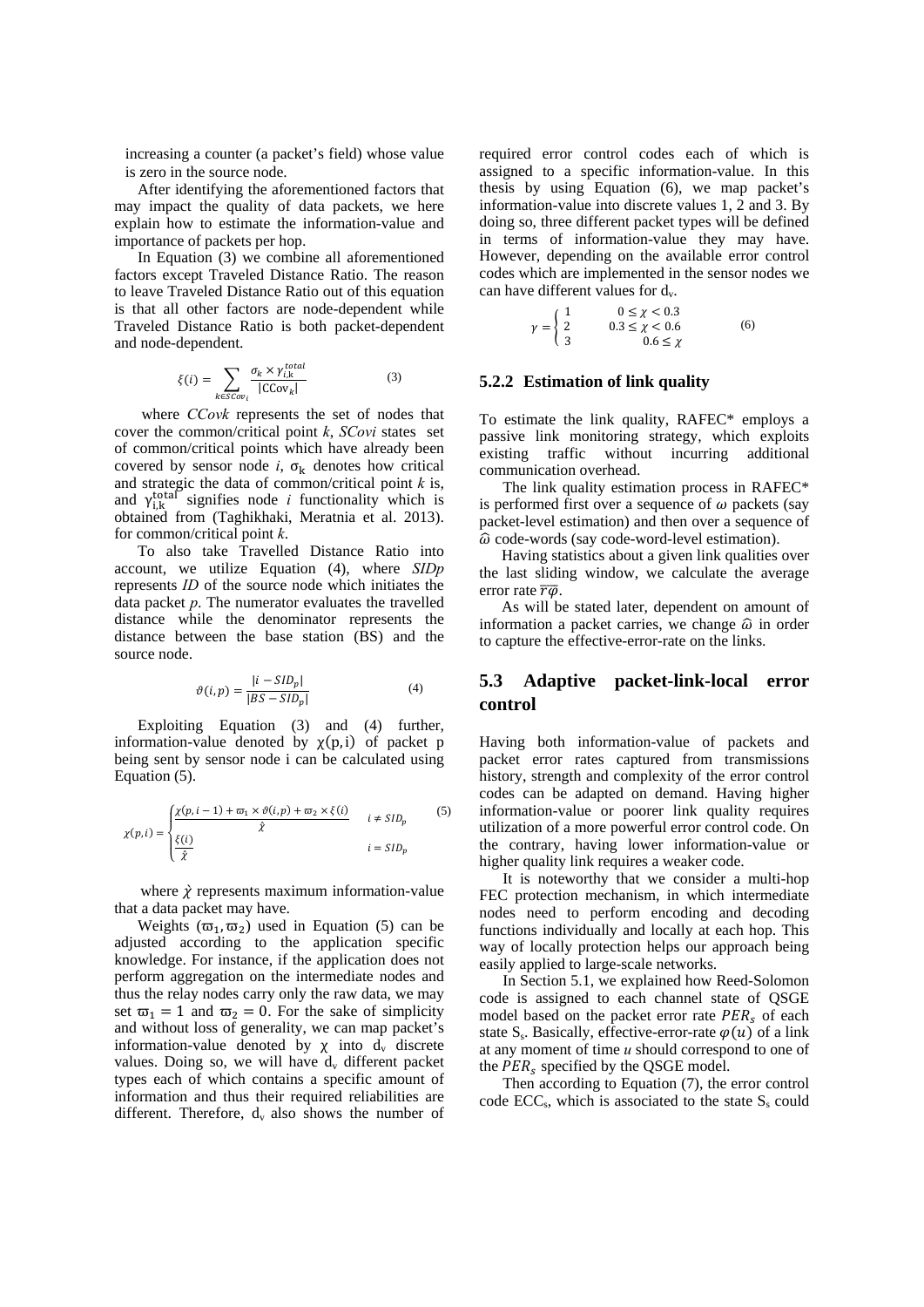increasing a counter (a packet's field) whose value is zero in the source node.

After identifying the aforementioned factors that may impact the quality of data packets, we here explain how to estimate the information-value and importance of packets per hop.

In Equation (3) we combine all aforementioned factors except Traveled Distance Ratio. The reason to leave Traveled Distance Ratio out of this equation is that all other factors are node-dependent while Traveled Distance Ratio is both packet-dependent and node-dependent.

$$\xi(i) = \sum_{k \in SCov_i} \frac{\sigma_k \times \gamma_{i,k}^{total}}{|\mathrm{CCov}_k|} \tag{3}$$

where *CCovk* represents the set of nodes that cover the common/critical point *k*, *SCovi* states set of common/critical points which have already been covered by sensor node *i*, $\sigma_k$ denotes how critical and strategic the data of common/critical point *k* is, and $\gamma_{i,k}^{total}$ signifies node *i* functionality which is obtained from (Taghikhaki, Meratnia et al. 2013). for common/critical point *k*.

To also take Travelled Distance Ratio into account, we utilize Equation (4), where *SIDp* represents *ID* of the source node which initiates the data packet *p*. The numerator evaluates the travelled distance while the denominator represents the distance between the base station (BS) and the source node.

$$\vartheta(i,p) = \frac{|i - SID_p|}{|BS - SID_p|} \tag{4}$$

Exploiting Equation (3) and (4) further, information-value denoted by $\chi(p, i)$ of packet p being sent by sensor node i can be calculated using Equation (5).

$$\chi(p,i) = \begin{cases} \dfrac{\chi(p,i-1) + \varpi_1 \times \vartheta(i,p) + \varpi_2 \times \xi(i)}{\hat{\chi}} & i \neq SID_p \\ \dfrac{\xi(i)}{\hat{\chi}} & i = SID_p \end{cases} \tag{5}$$

where $\hat{\chi}$ represents maximum information-value that a data packet may have.

Weights $(\varpi_1, \varpi_2)$ used in Equation (5) can be adjusted according to the application specific knowledge. For instance, if the application does not perform aggregation on the intermediate nodes and thus the relay nodes carry only the raw data, we may set $\varpi_1 = 1$ and $\varpi_2 = 0$. For the sake of simplicity and without loss of generality, we can map packet's information-value denoted by $\chi$ into $d_v$ discrete values. Doing so, we will have $d_v$ different packet types each of which contains a specific amount of information and thus their required reliabilities are different. Therefore, $d_v$ also shows the number of required error control codes each of which is assigned to a specific information-value. In this thesis by using Equation (6), we map packet's information-value into discrete values 1, 2 and 3. By doing so, three different packet types will be defined in terms of information-value they may have. However, depending on the available error control codes which are implemented in the sensor nodes we can have different values for $d_v$.

$$\gamma = \begin{cases} 1 & 0 \leq \chi < 0.3 \\ 2 & 0.3 \leq \chi < 0.6 \\ 3 & 0.6 \leq \chi \end{cases} \tag{6}$$

### 5.2.2 Estimation of link quality

To estimate the link quality, RAFEC* employs a passive link monitoring strategy, which exploits existing traffic without incurring additional communication overhead.

The link quality estimation process in RAFEC* is performed first over a sequence of $\omega$ packets (say packet-level estimation) and then over a sequence of $\hat{\omega}$ code-words (say code-word-level estimation).

Having statistics about a given link qualities over the last sliding window, we calculate the average error rate $\overline{r\varphi}$.

As will be stated later, dependent on amount of information a packet carries, we change $\hat{\omega}$ in order to capture the effective-error-rate on the links.

## 5.3 Adaptive packet-link-local error control

Having both information-value of packets and packet error rates captured from transmissions history, strength and complexity of the error control codes can be adapted on demand. Having higher information-value or poorer link quality requires utilization of a more powerful error control code. On the contrary, having lower information-value or higher quality link requires a weaker code.

It is noteworthy that we consider a multi-hop FEC protection mechanism, in which intermediate nodes need to perform encoding and decoding functions individually and locally at each hop. This way of locally protection helps our approach being easily applied to large-scale networks.

In Section 5.1, we explained how Reed-Solomon code is assigned to each channel state of QSGE model based on the packet error rate $PER_s$ of each state $S_s$. Basically, effective-error-rate $\varphi(u)$ of a link at any moment of time *u* should correspond to one of the $PER_s$ specified by the QSGE model.

Then according to Equation (7), the error control code $ECC_s$, which is associated to the state $S_s$ could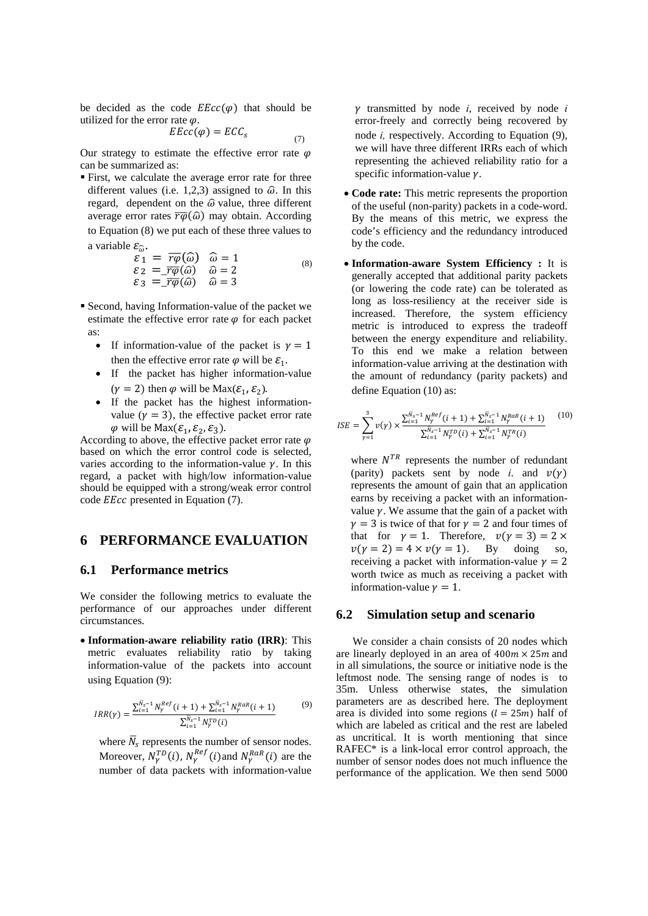be decided as the code $EEcc(\varphi)$ that should be utilized for the error rate $\varphi$.

$$EEcc(\varphi) = ECC_s \tag{7}$$

Our strategy to estimate the effective error rate $\varphi$ can be summarized as:

- First, we calculate the average error rate for three different values (i.e. 1,2,3) assigned to $\widehat{\omega}$. In this regard, dependent on the $\widehat{\omega}$ value, three different average error rates $\overline{r\varphi}(\widehat{\omega})$ may obtain. According to Equation (8) we put each of these three values to a variable $\mathcal{E}_{\widehat{\omega}}$.

$$\begin{aligned} \mathcal{E}_1 &= \overline{r\varphi}(\widehat{\omega}) \quad \widehat{\omega} = 1 \\ \mathcal{E}_2 &= \overline{r\varphi}(\widehat{\omega}) \quad \widehat{\omega} = 2 \\ \mathcal{E}_3 &= \overline{r\varphi}(\widehat{\omega}) \quad \widehat{\omega} = 3 \end{aligned} \tag{8}$$

- Second, having Information-value of the packet we estimate the effective error rate $\varphi$ for each packet as:
  - If information-value of the packet is $\gamma = 1$ then the effective error rate $\varphi$ will be $\mathcal{E}_1$.
  - If the packet has higher information-value ($\gamma = 2$) then $\varphi$ will be $\text{Max}(\mathcal{E}_1, \mathcal{E}_2)$.
  - If the packet has the highest information-value ($\gamma = 3$), the effective packet error rate $\varphi$ will be $\text{Max}(\mathcal{E}_1, \mathcal{E}_2, \mathcal{E}_3)$.

According to above, the effective packet error rate $\varphi$ based on which the error control code is selected, varies according to the information-value $\gamma$. In this regard, a packet with high/low information-value should be equipped with a strong/weak error control code $EEcc$ presented in Equation (7).

## 6 PERFORMANCE EVALUATION

### 6.1 Performance metrics

We consider the following metrics to evaluate the performance of our approaches under different circumstances.

- **Information-aware reliability ratio (IRR)**: This metric evaluates reliability ratio by taking information-value of the packets into account using Equation (9):

$$IRR(\gamma) = \frac{\sum_{i=1}^{\bar{N}_s-1} N_\gamma^{Ref}(i+1) + \sum_{i=1}^{\bar{N}_s-1} N_\gamma^{RaR}(i+1)}{\sum_{i=1}^{\bar{N}_s-1} N_\gamma^{TD}(i)} \tag{9}$$

  where $\bar{N}_s$ represents the number of sensor nodes. Moreover, $N_\gamma^{TD}(i)$, $N_\gamma^{Ref}(i)$ and $N_\gamma^{RaR}(i)$ are the number of data packets with information-value $\gamma$ transmitted by node *i*, received by node *i* error-freely and correctly being recovered by node *i*, respectively. According to Equation (9), we will have three different IRRs each of which representing the achieved reliability ratio for a specific information-value $\gamma$.

- **Code rate:** This metric represents the proportion of the useful (non-parity) packets in a code-word. By the means of this metric, we express the code's efficiency and the redundancy introduced by the code.

- **Information-aware System Efficiency :** It is generally accepted that additional parity packets (or lowering the code rate) can be tolerated as long as loss-resiliency at the receiver side is increased. Therefore, the system efficiency metric is introduced to express the tradeoff between the energy expenditure and reliability. To this end we make a relation between information-value arriving at the destination with the amount of redundancy (parity packets) and define Equation (10) as:

$$ISE = \sum_{\gamma=1}^{3} v(\gamma) \times \frac{\sum_{i=1}^{\bar{N}_s-1} N_\gamma^{Ref}(i+1) + \sum_{i=1}^{\bar{N}_s-1} N_\gamma^{RaR}(i+1)}{\sum_{i=1}^{\bar{N}_s-1} N_\gamma^{TD}(i) + \sum_{i=1}^{\bar{N}_s-1} N_\gamma^{TR}(i)} \tag{10}$$

  where $N^{TR}$ represents the number of redundant (parity) packets sent by node *i*. and $v(\gamma)$ represents the amount of gain that an application earns by receiving a packet with an information-value $\gamma$. We assume that the gain of a packet with $\gamma = 3$ is twice of that for $\gamma = 2$ and four times of that for $\gamma = 1$. Therefore, $v(\gamma = 3) = 2 \times v(\gamma = 2) = 4 \times v(\gamma = 1)$. By doing so, receiving a packet with information-value $\gamma = 2$ worth twice as much as receiving a packet with information-value $\gamma = 1$.

### 6.2 Simulation setup and scenario

We consider a chain consists of 20 nodes which are linearly deployed in an area of $400m \times 25m$ and in all simulations, the source or initiative node is the leftmost node. The sensing range of nodes is to 35m. Unless otherwise states, the simulation parameters are as described here. The deployment area is divided into some regions ($l = 25m$) half of which are labeled as critical and the rest are labeled as uncritical. It is worth mentioning that since RAFEC* is a link-local error control approach, the number of sensor nodes does not much influence the performance of the application. We then send 5000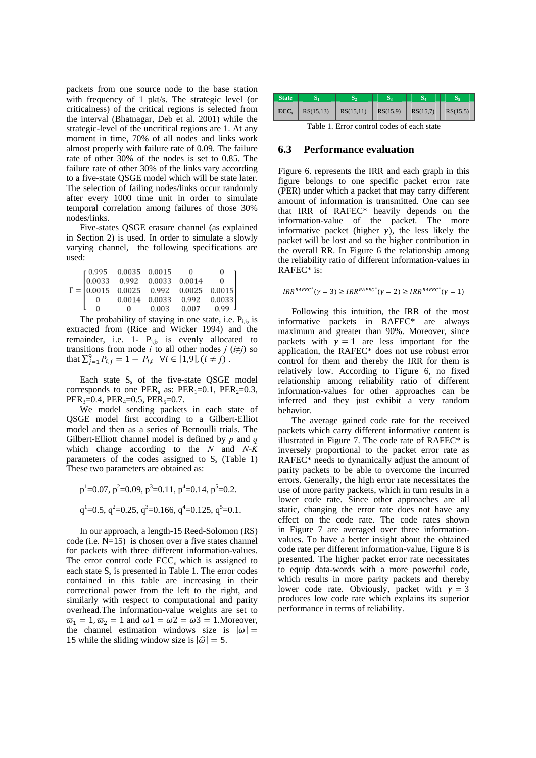packets from one source node to the base station with frequency of 1 pkt/s. The strategic level (or criticalness) of the critical regions is selected from the interval (Bhatnagar, Deb et al. 2001) while the strategic-level of the uncritical regions are 1. At any moment in time, 70% of all nodes and links work almost properly with failure rate of 0.09. The failure rate of other 30% of the nodes is set to 0.85. The failure rate of other 30% of the links vary according to a five-state QSGE model which will be state later. The selection of failing nodes/links occur randomly after every 1000 time unit in order to simulate temporal correlation among failures of those 30% nodes/links.

Five-states QSGE erasure channel (as explained in Section 2) is used. In order to simulate a slowly varying channel, the following specifications are used:

$$\Gamma = \begin{bmatrix} 0.995 & 0.0035 & 0.0015 & 0 & 0 \\ 0.0033 & 0.992 & 0.0033 & 0.0014 & 0 \\ 0.0015 & 0.0025 & 0.992 & 0.0025 & 0.0015 \\ 0 & 0.0014 & 0.0033 & 0.992 & 0.0033 \\ 0 & 0 & 0.003 & 0.007 & 0.99 \end{bmatrix}$$

The probability of staying in one state, i.e. $P_{i,i}$, is extracted from (Rice and Wicker 1994) and the remainder, i.e. $1- P_{i,j}$, is evenly allocated to transitions from node $i$ to all other nodes $j$ ($i \neq j$) so that $\sum_{j=1}^{9} P_{i,j} = 1 - P_{i,i} \quad \forall i \in [1,9], (i \neq j)$.

Each state $S_s$ of the five-state QSGE model corresponds to one $PER_s$ as: $PER_1=0.1$, $PER_2=0.3$, $PER_3=0.4$, $PER_4=0.5$, $PER_5=0.7$.

We model sending packets in each state of QSGE model first according to a Gilbert-Elliot model and then as a series of Bernoulli trials. The Gilbert-Elliott channel model is defined by $p$ and $q$ which change according to the $N$ and $N$-$K$ parameters of the codes assigned to $S_s$ (Table 1) These two parameters are obtained as:

$p^1=0.07$, $p^2=0.09$, $p^3=0.11$, $p^4=0.14$, $p^5=0.2$.

$q^1=0.5$, $q^2=0.25$, $q^3=0.166$, $q^4=0.125$, $q^5=0.1$.

In our approach, a length-15 Reed-Solomon (RS) code (i.e. N=15) is chosen over a five states channel for packets with three different information-values. The error control code $ECC_s$ which is assigned to each state $S_s$ is presented in Table 1. The error codes contained in this table are increasing in their correctional power from the left to the right, and similarly with respect to computational and parity overhead.The information-value weights are set to $\varpi_1 = 1, \varpi_2 = 1$ and $\omega 1 = \omega 2 = \omega 3 = 1$.Moreover, the channel estimation windows size is $|\omega| = 15$ while the sliding window size is $|\hat{\omega}| = 5$.

| State | $S_1$ | $S_2$ | $S_3$ | $S_4$ | $S_5$ |
|---|---|---|---|---|---|
| $ECC_s$ | RS(15,13) | RS(15,11) | RS(15,9) | RS(15,7) | RS(15,5) |

Table 1. Error control codes of each state

## 6.3 Performance evaluation

Figure 6. represents the IRR and each graph in this figure belongs to one specific packet error rate (PER) under which a packet that may carry different amount of information is transmitted. One can see that IRR of RAFEC* heavily depends on the information-value of the packet. The more informative packet (higher $\gamma$), the less likely the packet will be lost and so the higher contribution in the overall RR. In Figure 6 the relationship among the reliability ratio of different information-values in RAFEC* is:

$$IRR^{RAFEC^*}(\gamma = 3) \geq IRR^{RAFEC^*}(\gamma = 2) \geq IRR^{RAFEC^*}(\gamma = 1)$$

Following this intuition, the IRR of the most informative packets in RAFEC* are always maximum and greater than 90%. Moreover, since packets with $\gamma = 1$ are less important for the application, the RAFEC* does not use robust error control for them and thereby the IRR for them is relatively low. According to Figure 6, no fixed relationship among reliability ratio of different information-values for other approaches can be inferred and they just exhibit a very random behavior.

The average gained code rate for the received packets which carry different informative content is illustrated in Figure 7. The code rate of RAFEC* is inversely proportional to the packet error rate as RAFEC* needs to dynamically adjust the amount of parity packets to be able to overcome the incurred errors. Generally, the high error rate necessitates the use of more parity packets, which in turn results in a lower code rate. Since other approaches are all static, changing the error rate does not have any effect on the code rate. The code rates shown in Figure 7 are averaged over three information-values. To have a better insight about the obtained code rate per different information-value, Figure 8 is presented. The higher packet error rate necessitates to equip data-words with a more powerful code, which results in more parity packets and thereby lower code rate. Obviously, packet with $\gamma = 3$ produces low code rate which explains its superior performance in terms of reliability.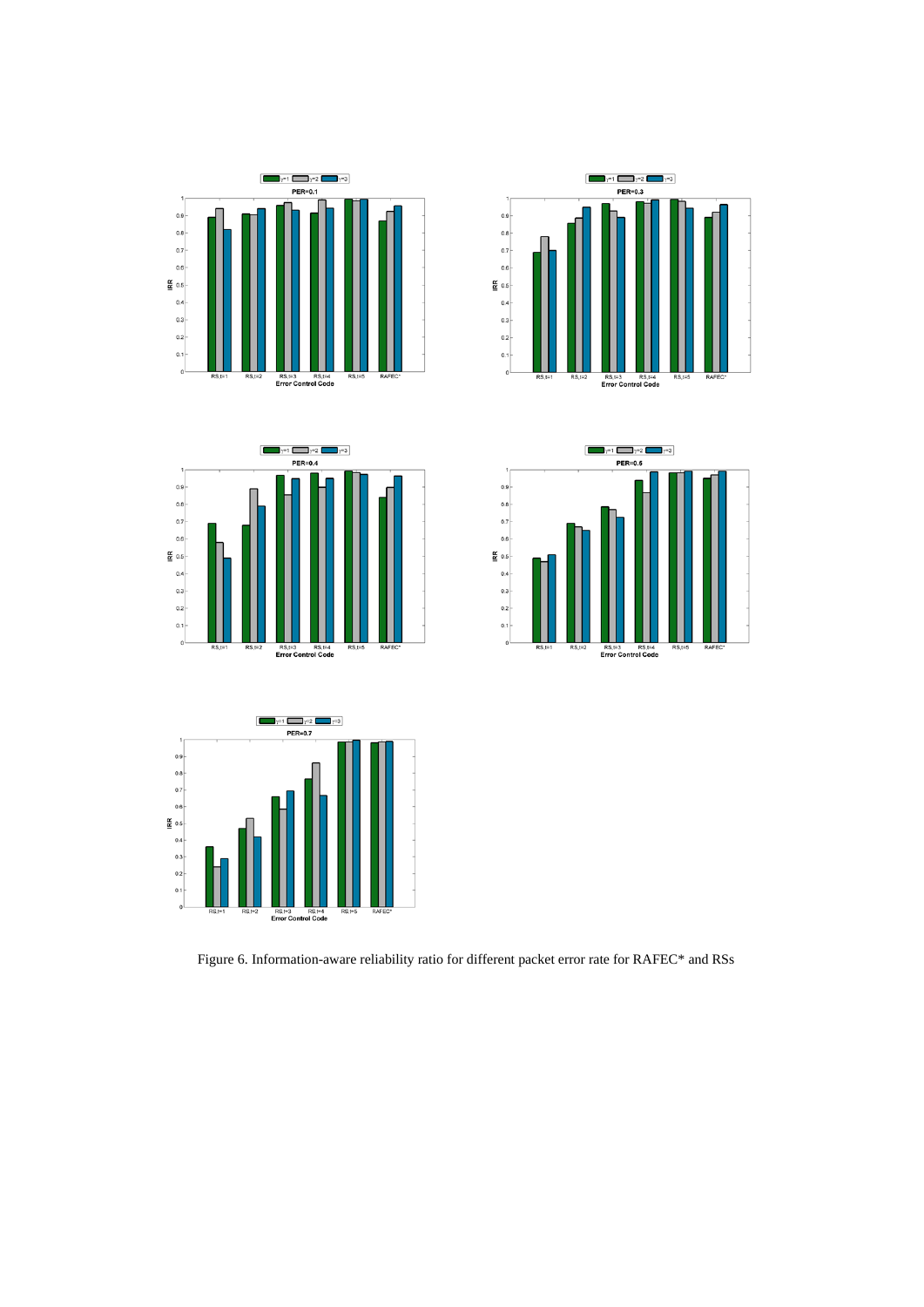Figure 6. Information-aware reliability ratio for different packet error rate for RAFEC* and RSs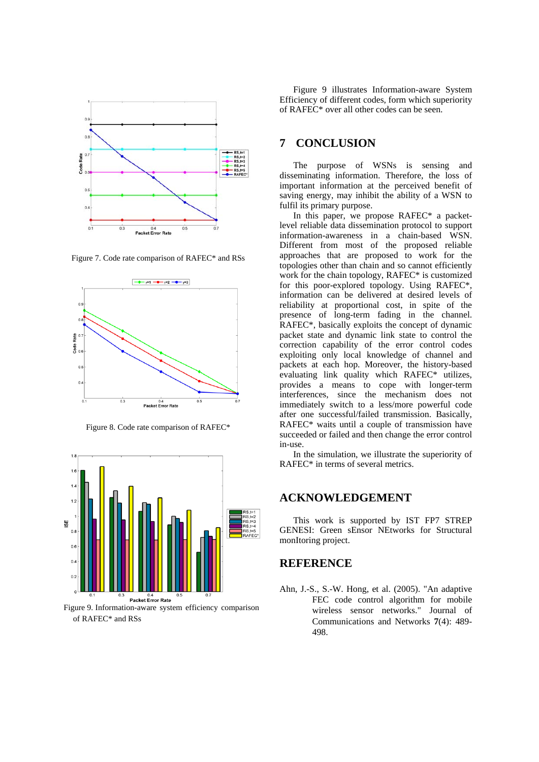Figure 7. Code rate comparison of RAFEC* and RSs

Figure 8. Code rate comparison of RAFEC*

Figure 9. Information-aware system efficiency comparison of RAFEC* and RSs

Figure 9 illustrates Information-aware System Efficiency of different codes, form which superiority of RAFEC* over all other codes can be seen.

## 7 CONCLUSION

The purpose of WSNs is sensing and disseminating information. Therefore, the loss of important information at the perceived benefit of saving energy, may inhibit the ability of a WSN to fulfil its primary purpose.

In this paper, we propose RAFEC* a packet-level reliable data dissemination protocol to support information-awareness in a chain-based WSN. Different from most of the proposed reliable approaches that are proposed to work for the topologies other than chain and so cannot efficiently work for the chain topology, RAFEC* is customized for this poor-explored topology. Using RAFEC*, information can be delivered at desired levels of reliability at proportional cost, in spite of the presence of long-term fading in the channel. RAFEC*, basically exploits the concept of dynamic packet state and dynamic link state to control the correction capability of the error control codes exploiting only local knowledge of channel and packets at each hop. Moreover, the history-based evaluating link quality which RAFEC* utilizes, provides a means to cope with longer-term interferences, since the mechanism does not immediately switch to a less/more powerful code after one successful/failed transmission. Basically, RAFEC* waits until a couple of transmission have succeeded or failed and then change the error control in-use.

In the simulation, we illustrate the superiority of RAFEC* in terms of several metrics.

## ACKNOWLEDGEMENT

This work is supported by IST FP7 STREP GENESI: Green sEnsor NEtworks for Structural monItoring project.

## REFERENCE

Ahn, J.-S., S.-W. Hong, et al. (2005). "An adaptive FEC code control algorithm for mobile wireless sensor networks." Journal of Communications and Networks **7**(4): 489-498.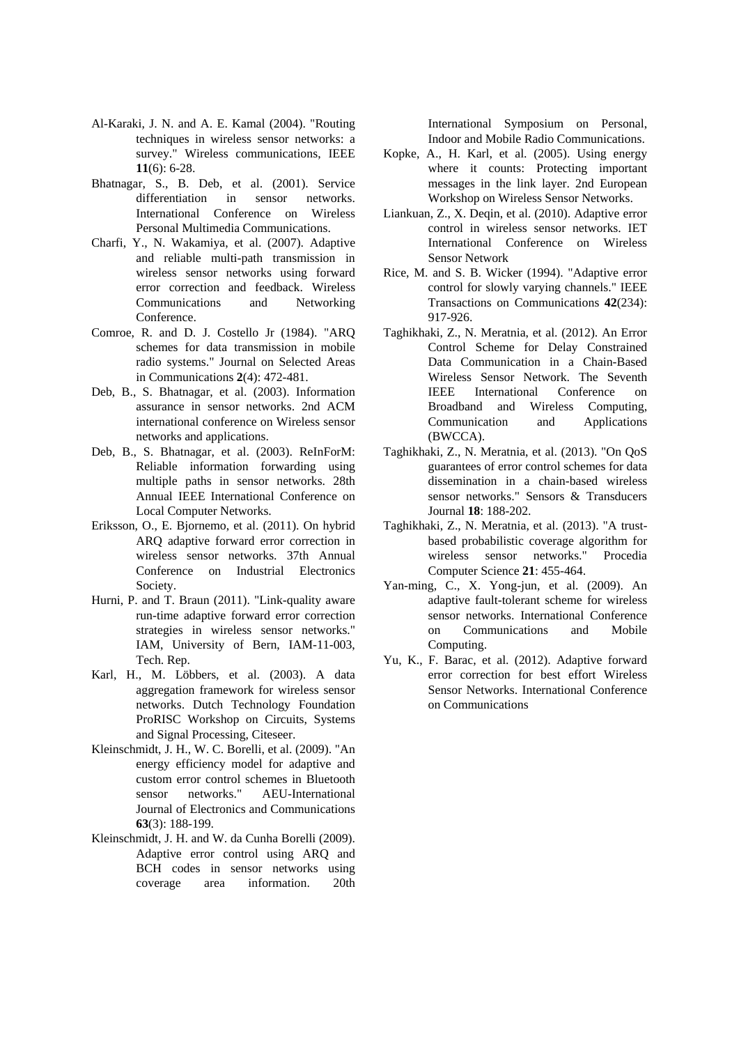Al-Karaki, J. N. and A. E. Kamal (2004). "Routing techniques in wireless sensor networks: a survey." Wireless communications, IEEE **11**(6): 6-28.

Bhatnagar, S., B. Deb, et al. (2001). Service differentiation in sensor networks. International Conference on Wireless Personal Multimedia Communications.

Charfi, Y., N. Wakamiya, et al. (2007). Adaptive and reliable multi-path transmission in wireless sensor networks using forward error correction and feedback. Wireless Communications and Networking Conference.

Comroe, R. and D. J. Costello Jr (1984). "ARQ schemes for data transmission in mobile radio systems." Journal on Selected Areas in Communications **2**(4): 472-481.

Deb, B., S. Bhatnagar, et al. (2003). Information assurance in sensor networks. 2nd ACM international conference on Wireless sensor networks and applications.

Deb, B., S. Bhatnagar, et al. (2003). ReInForM: Reliable information forwarding using multiple paths in sensor networks. 28th Annual IEEE International Conference on Local Computer Networks.

Eriksson, O., E. Bjornemo, et al. (2011). On hybrid ARQ adaptive forward error correction in wireless sensor networks. 37th Annual Conference on Industrial Electronics Society.

Hurni, P. and T. Braun (2011). "Link-quality aware run-time adaptive forward error correction strategies in wireless sensor networks." IAM, University of Bern, IAM-11-003, Tech. Rep.

Karl, H., M. Löbbers, et al. (2003). A data aggregation framework for wireless sensor networks. Dutch Technology Foundation ProRISC Workshop on Circuits, Systems and Signal Processing, Citeseer.

Kleinschmidt, J. H., W. C. Borelli, et al. (2009). "An energy efficiency model for adaptive and custom error control schemes in Bluetooth sensor networks." AEU-International Journal of Electronics and Communications **63**(3): 188-199.

Kleinschmidt, J. H. and W. da Cunha Borelli (2009). Adaptive error control using ARQ and BCH codes in sensor networks using coverage area information. 20th International Symposium on Personal, Indoor and Mobile Radio Communications.

Kopke, A., H. Karl, et al. (2005). Using energy where it counts: Protecting important messages in the link layer. 2nd European Workshop on Wireless Sensor Networks.

Liankuan, Z., X. Deqin, et al. (2010). Adaptive error control in wireless sensor networks. IET International Conference on Wireless Sensor Network

Rice, M. and S. B. Wicker (1994). "Adaptive error control for slowly varying channels." IEEE Transactions on Communications **42**(234): 917-926.

Taghikhaki, Z., N. Meratnia, et al. (2012). An Error Control Scheme for Delay Constrained Data Communication in a Chain-Based Wireless Sensor Network. The Seventh IEEE International Conference on Broadband and Wireless Computing, Communication and Applications (BWCCA).

Taghikhaki, Z., N. Meratnia, et al. (2013). "On QoS guarantees of error control schemes for data dissemination in a chain-based wireless sensor networks." Sensors & Transducers Journal **18**: 188-202.

Taghikhaki, Z., N. Meratnia, et al. (2013). "A trust-based probabilistic coverage algorithm for wireless sensor networks." Procedia Computer Science **21**: 455-464.

Yan-ming, C., X. Yong-jun, et al. (2009). An adaptive fault-tolerant scheme for wireless sensor networks. International Conference on Communications and Mobile Computing.

Yu, K., F. Barac, et al. (2012). Adaptive forward error correction for best effort Wireless Sensor Networks. International Conference on Communications